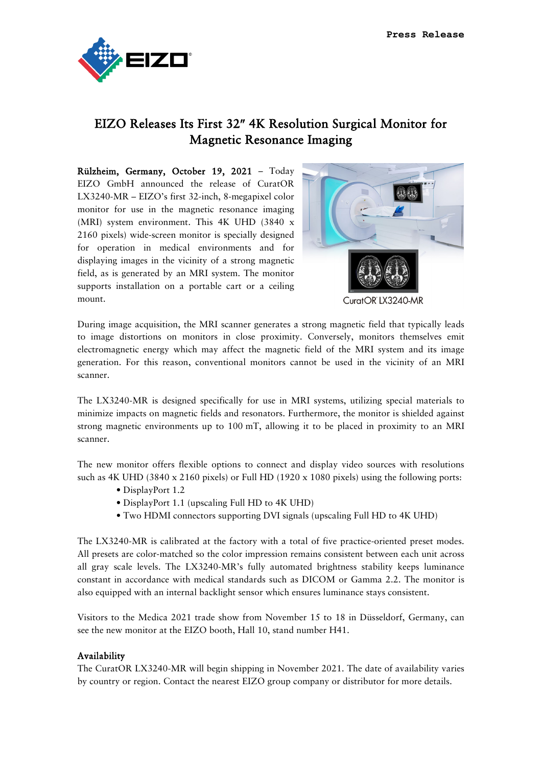Press Release

# EIZO Releases Its First 32″ 4K Resolution Surgical Monitor for Magnetic Resonance Imaging

**Rülzheim, Germany, October 19, 2021** – Today EIZO GmbH announced the release of CuratOR LX3240-MR – EIZO's first 32-inch, 8-megapixel color monitor for use in the magnetic resonance imaging (MRI) system environment. This 4K UHD (3840 x 2160 pixels) wide-screen monitor is specially designed for operation in medical environments and for displaying images in the vicinity of a strong magnetic field, as is generated by an MRI system. The monitor supports installation on a portable cart or a ceiling mount.

CuratOR LX3240-MR

During image acquisition, the MRI scanner generates a strong magnetic field that typically leads to image distortions on monitors in close proximity. Conversely, monitors themselves emit electromagnetic energy which may affect the magnetic field of the MRI system and its image generation. For this reason, conventional monitors cannot be used in the vicinity of an MRI scanner.

The LX3240-MR is designed specifically for use in MRI systems, utilizing special materials to minimize impacts on magnetic fields and resonators. Furthermore, the monitor is shielded against strong magnetic environments up to 100 mT, allowing it to be placed in proximity to an MRI scanner.

The new monitor offers flexible options to connect and display video sources with resolutions such as 4K UHD (3840 x 2160 pixels) or Full HD (1920 x 1080 pixels) using the following ports:

- DisplayPort 1.2
- DisplayPort 1.1 (upscaling Full HD to 4K UHD)
- Two HDMI connectors supporting DVI signals (upscaling Full HD to 4K UHD)

The LX3240-MR is calibrated at the factory with a total of five practice-oriented preset modes. All presets are color-matched so the color impression remains consistent between each unit across all gray scale levels. The LX3240-MR's fully automated brightness stability keeps luminance constant in accordance with medical standards such as DICOM or Gamma 2.2. The monitor is also equipped with an internal backlight sensor which ensures luminance stays consistent.

Visitors to the Medica 2021 trade show from November 15 to 18 in Düsseldorf, Germany, can see the new monitor at the EIZO booth, Hall 10, stand number H41.

## Availability

The CuratOR LX3240-MR will begin shipping in November 2021. The date of availability varies by country or region. Contact the nearest EIZO group company or distributor for more details.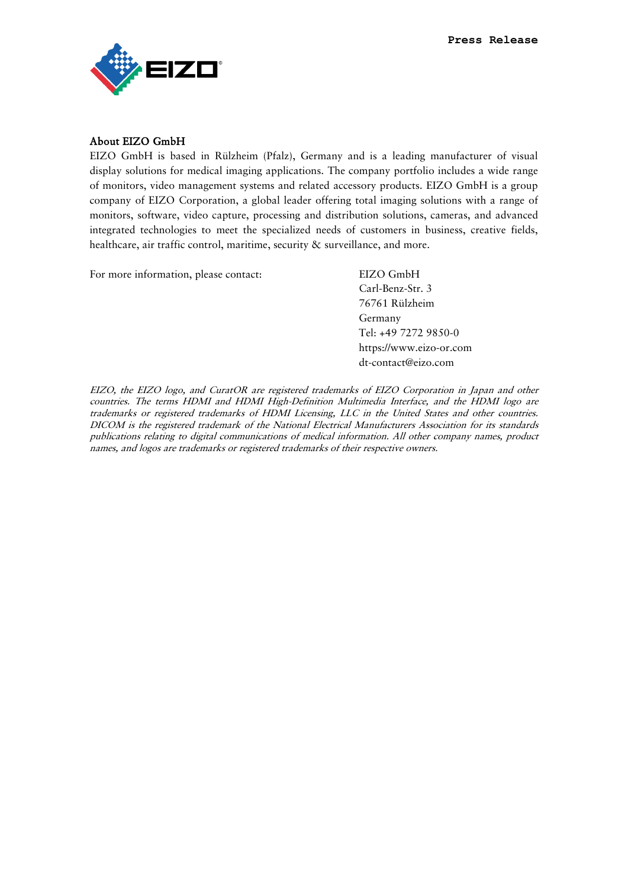## About EIZO GmbH

EIZO GmbH is based in Rülzheim (Pfalz), Germany and is a leading manufacturer of visual display solutions for medical imaging applications. The company portfolio includes a wide range of monitors, video management systems and related accessory products. EIZO GmbH is a group company of EIZO Corporation, a global leader offering total imaging solutions with a range of monitors, software, video capture, processing and distribution solutions, cameras, and advanced integrated technologies to meet the specialized needs of customers in business, creative fields, healthcare, air traffic control, maritime, security & surveillance, and more.

For more information, please contact:

EIZO GmbH
Carl-Benz-Str. 3
76761 Rülzheim
Germany
Tel: +49 7272 9850-0
https://www.eizo-or.com
dt-contact@eizo.com

*EIZO, the EIZO logo, and CuratOR are registered trademarks of EIZO Corporation in Japan and other countries. The terms HDMI and HDMI High-Definition Multimedia Interface, and the HDMI logo are trademarks or registered trademarks of HDMI Licensing, LLC in the United States and other countries. DICOM is the registered trademark of the National Electrical Manufacturers Association for its standards publications relating to digital communications of medical information. All other company names, product names, and logos are trademarks or registered trademarks of their respective owners.*